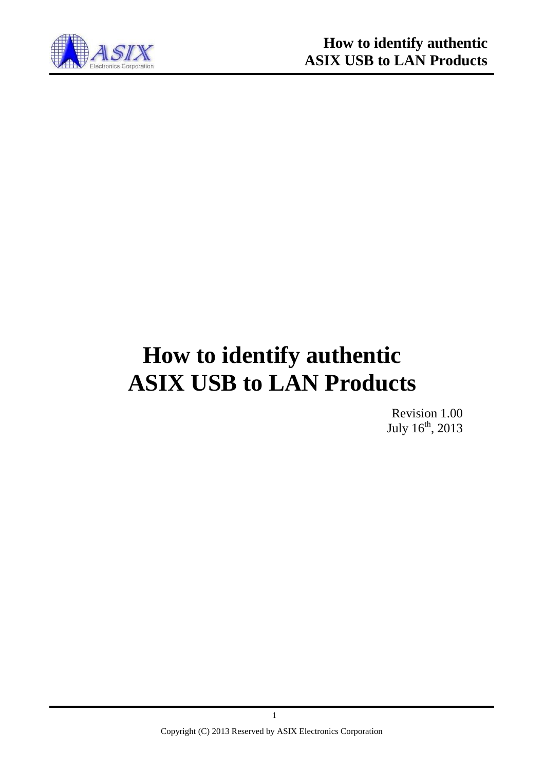# How to identify authentic ASIX USB to LAN Products

Revision 1.00
July 16th, 2013

Copyright (C) 2013 Reserved by ASIX Electronics Corporation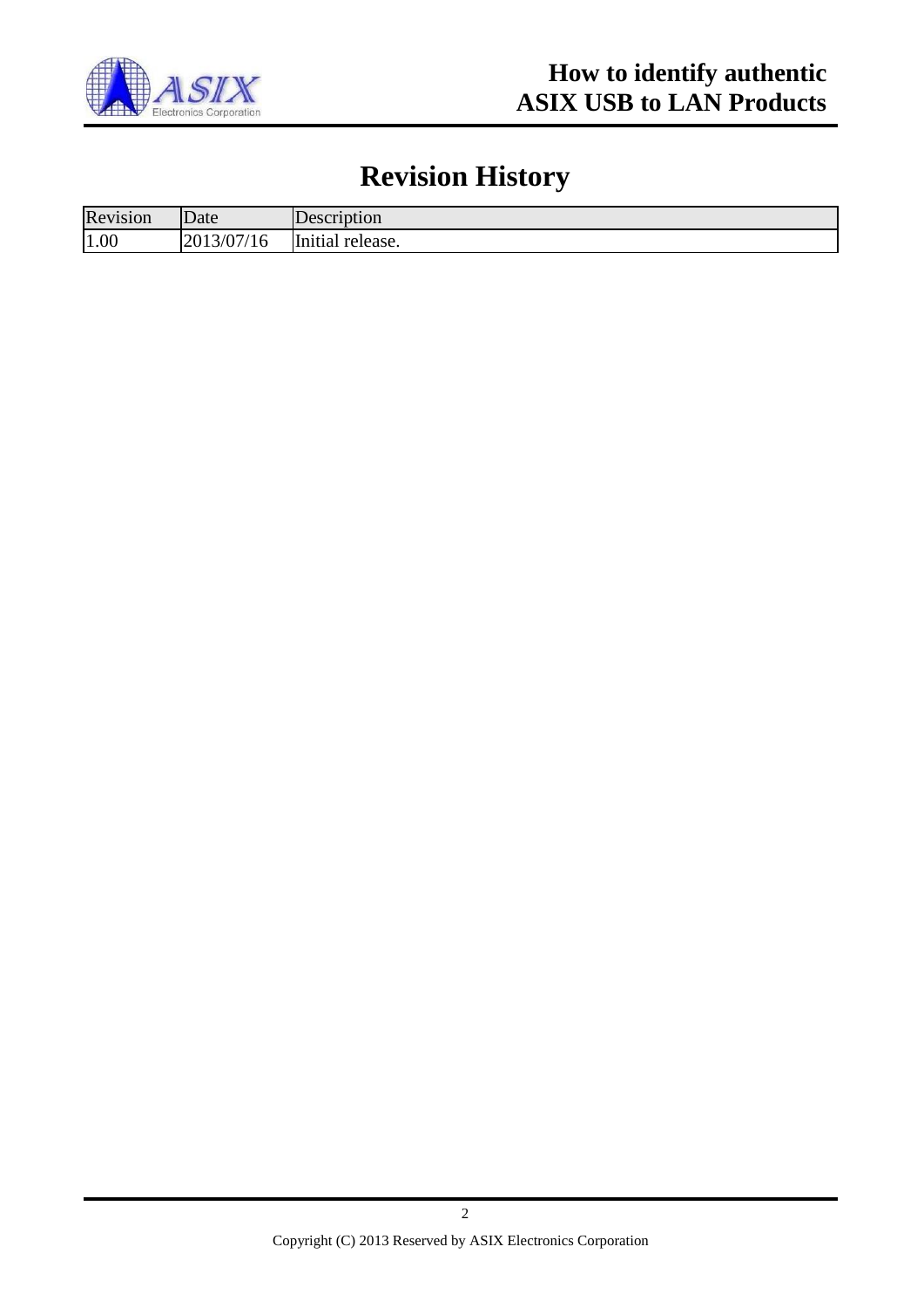# Revision History

| Revision | Date | Description |
|---|---|---|
| 1.00 | 2013/07/16 | Initial release. |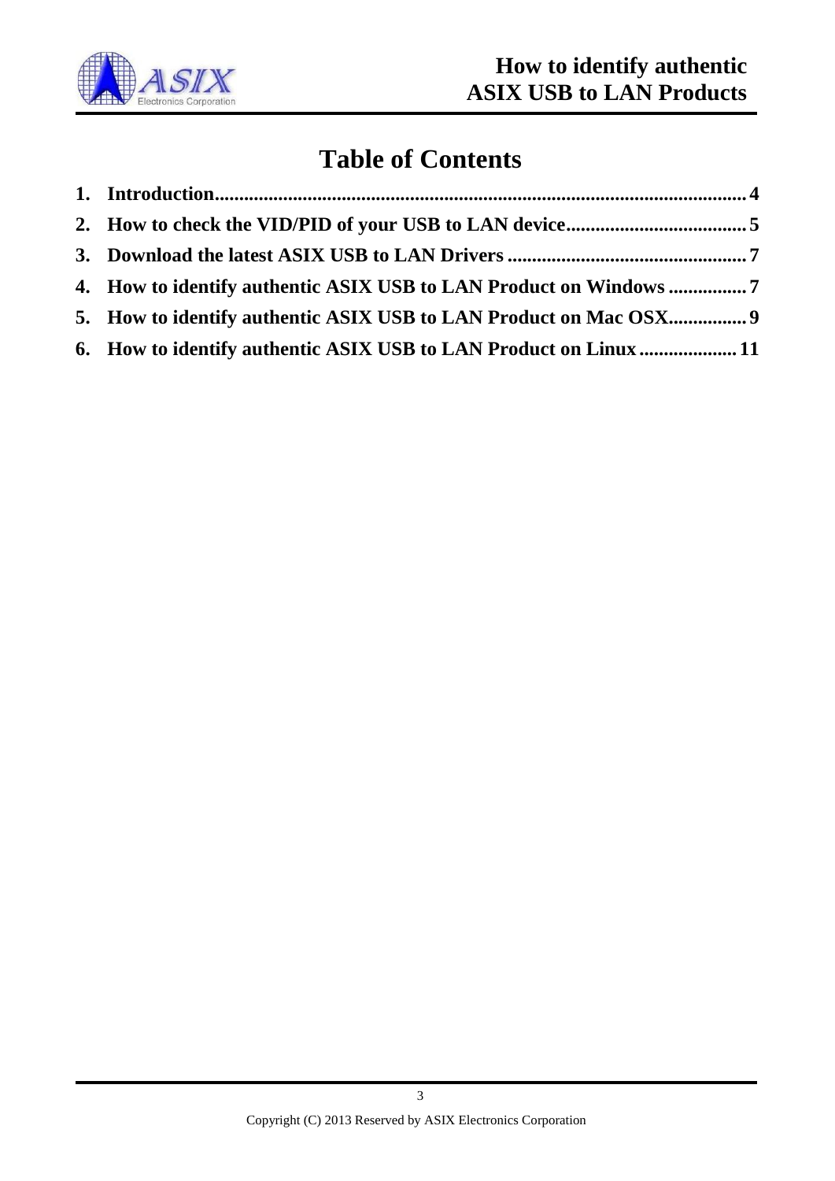# Table of Contents

1. **Introduction** ........................................................................................................ 4
2. **How to check the VID/PID of your USB to LAN device** ..................................... 5
3. **Download the latest ASIX USB to LAN Drivers** ................................................. 7
4. **How to identify authentic ASIX USB to LAN Product on Windows** ................ 7
5. **How to identify authentic ASIX USB to LAN Product on Mac OSX** ................ 9
6. **How to identify authentic ASIX USB to LAN Product on Linux** .................... 11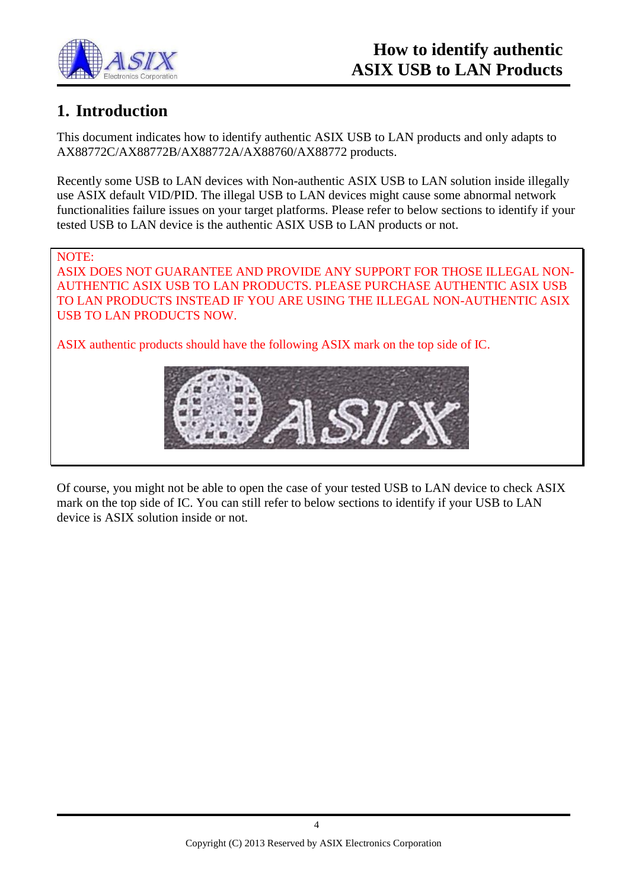## 1. Introduction

This document indicates how to identify authentic ASIX USB to LAN products and only adapts to AX88772C/AX88772B/AX88772A/AX88760/AX88772 products.

Recently some USB to LAN devices with Non-authentic ASIX USB to LAN solution inside illegally use ASIX default VID/PID. The illegal USB to LAN devices might cause some abnormal network functionalities failure issues on your target platforms. Please refer to below sections to identify if your tested USB to LAN device is the authentic ASIX USB to LAN products or not.

> NOTE:
> ASIX DOES NOT GUARANTEE AND PROVIDE ANY SUPPORT FOR THOSE ILLEGAL NON-AUTHENTIC ASIX USB TO LAN PRODUCTS. PLEASE PURCHASE AUTHENTIC ASIX USB TO LAN PRODUCTS INSTEAD IF YOU ARE USING THE ILLEGAL NON-AUTHENTIC ASIX USB TO LAN PRODUCTS NOW.
>
> ASIX authentic products should have the following ASIX mark on the top side of IC.

Of course, you might not be able to open the case of your tested USB to LAN device to check ASIX mark on the top side of IC. You can still refer to below sections to identify if your USB to LAN device is ASIX solution inside or not.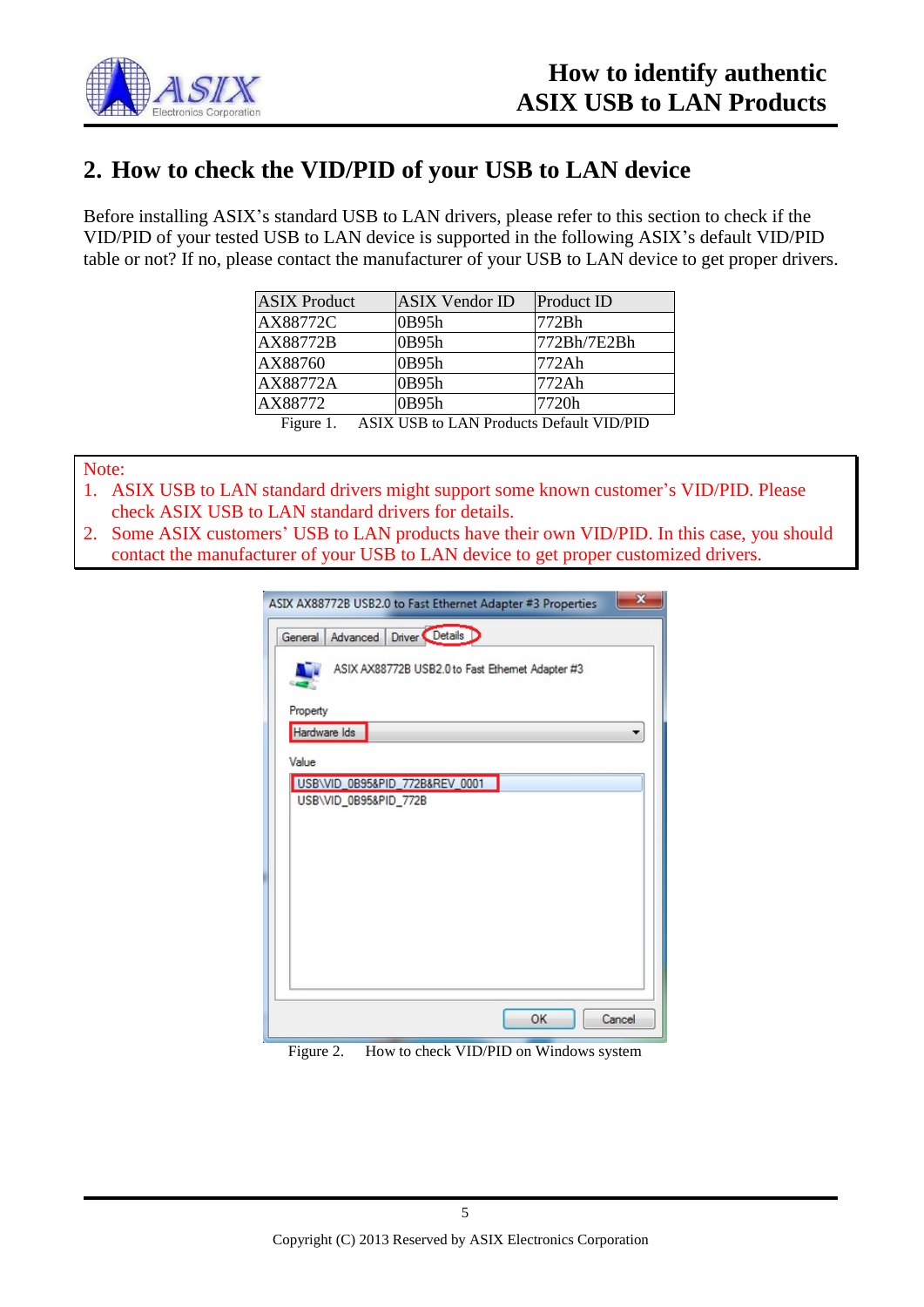## 2. How to check the VID/PID of your USB to LAN device

Before installing ASIX's standard USB to LAN drivers, please refer to this section to check if the VID/PID of your tested USB to LAN device is supported in the following ASIX's default VID/PID table or not? If no, please contact the manufacturer of your USB to LAN device to get proper drivers.

| ASIX Product | ASIX Vendor ID | Product ID |
|---|---|---|
| AX88772C | 0B95h | 772Bh |
| AX88772B | 0B95h | 772Bh/7E2Bh |
| AX88760 | 0B95h | 772Ah |
| AX88772A | 0B95h | 772Ah |
| AX88772 | 0B95h | 7720h |

Figure 1. ASIX USB to LAN Products Default VID/PID

Note:
1. ASIX USB to LAN standard drivers might support some known customer's VID/PID. Please check ASIX USB to LAN standard drivers for details.
2. Some ASIX customers' USB to LAN products have their own VID/PID. In this case, you should contact the manufacturer of your USB to LAN device to get proper customized drivers.

Figure 2. How to check VID/PID on Windows system

Copyright (C) 2013 Reserved by ASIX Electronics Corporation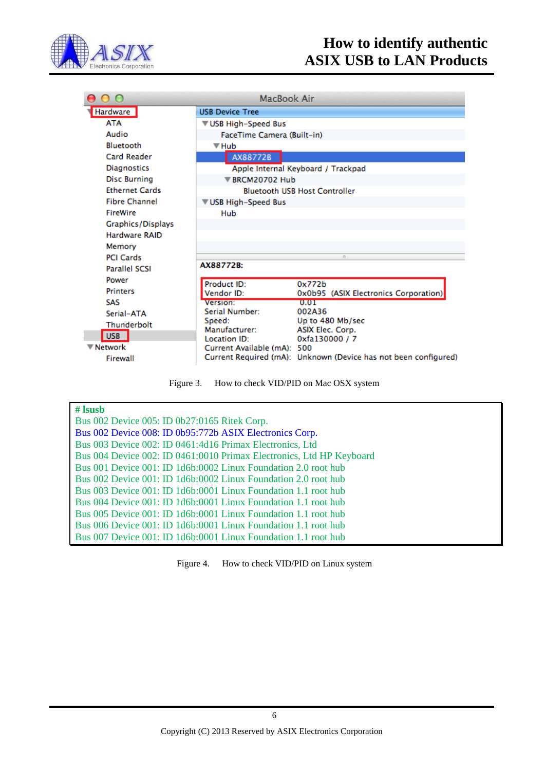| | |
|---|---|
| **Hardware** | **USB Device Tree** |
| ATA | ▼USB High-Speed Bus |
| Audio | FaceTime Camera (Built-in) |
| Bluetooth | ▼Hub |
| Card Reader | AX88772B |
| Diagnostics | Apple Internal Keyboard / Trackpad |
| Disc Burning | ▼BRCM20702 Hub |
| Ethernet Cards | Bluetooth USB Host Controller |
| Fibre Channel | ▼USB High-Speed Bus |
| FireWire | Hub |
| Graphics/Displays | |
| Hardware RAID | |
| Memory | |
| PCI Cards | **AX88772B:** |
| Parallel SCSI | |
| Power | Product ID: 0x772b |
| Printers | Vendor ID: 0x0b95 (ASIX Electronics Corporation) |
| SAS | Version: 0.01 |
| Serial-ATA | Serial Number: 002A36 |
| Thunderbolt | Speed: Up to 480 Mb/sec |
| USB | Manufacturer: ASIX Elec. Corp. |
| ▼Network | Location ID: 0xfa130000 / 7 |
| Firewall | Current Available (mA): 500 |
| | Current Required (mA): Unknown (Device has not been configured) |

Figure 3. How to check VID/PID on Mac OSX system

```
# lsusb
Bus 002 Device 005: ID 0b27:0165 Ritek Corp.
Bus 002 Device 008: ID 0b95:772b ASIX Electronics Corp.
Bus 003 Device 002: ID 0461:4d16 Primax Electronics, Ltd
Bus 004 Device 002: ID 0461:0010 Primax Electronics, Ltd HP Keyboard
Bus 001 Device 001: ID 1d6b:0002 Linux Foundation 2.0 root hub
Bus 002 Device 001: ID 1d6b:0002 Linux Foundation 2.0 root hub
Bus 003 Device 001: ID 1d6b:0001 Linux Foundation 1.1 root hub
Bus 004 Device 001: ID 1d6b:0001 Linux Foundation 1.1 root hub
Bus 005 Device 001: ID 1d6b:0001 Linux Foundation 1.1 root hub
Bus 006 Device 001: ID 1d6b:0001 Linux Foundation 1.1 root hub
Bus 007 Device 001: ID 1d6b:0001 Linux Foundation 1.1 root hub
```

Figure 4. How to check VID/PID on Linux system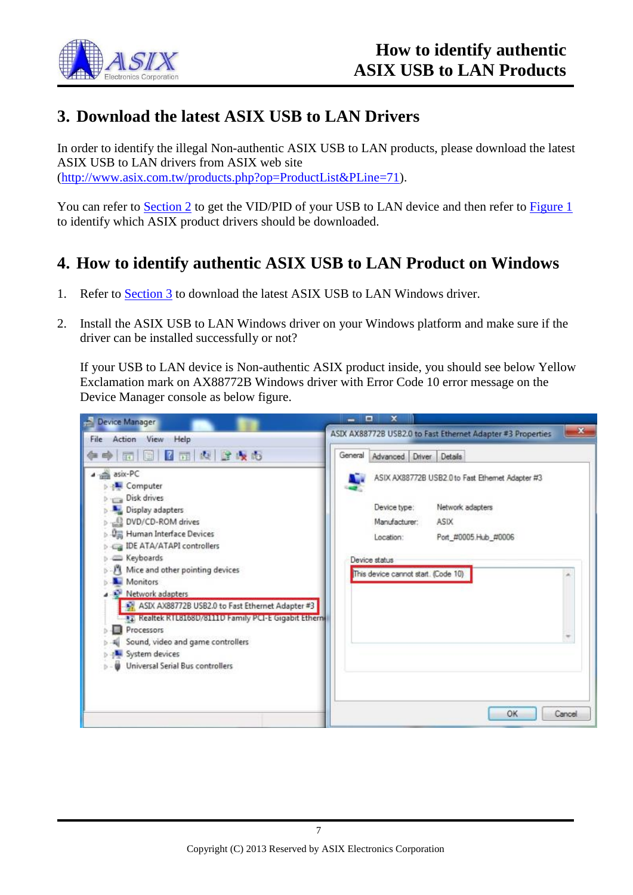## 3. Download the latest ASIX USB to LAN Drivers

In order to identify the illegal Non-authentic ASIX USB to LAN products, please download the latest ASIX USB to LAN drivers from ASIX web site (http://www.asix.com.tw/products.php?op=ProductList&PLine=71).

You can refer to Section 2 to get the VID/PID of your USB to LAN device and then refer to Figure 1 to identify which ASIX product drivers should be downloaded.

## 4. How to identify authentic ASIX USB to LAN Product on Windows

1. Refer to Section 3 to download the latest ASIX USB to LAN Windows driver.

2. Install the ASIX USB to LAN Windows driver on your Windows platform and make sure if the driver can be installed successfully or not?

   If your USB to LAN device is Non-authentic ASIX product inside, you should see below Yellow Exclamation mark on AX88772B Windows driver with Error Code 10 error message on the Device Manager console as below figure.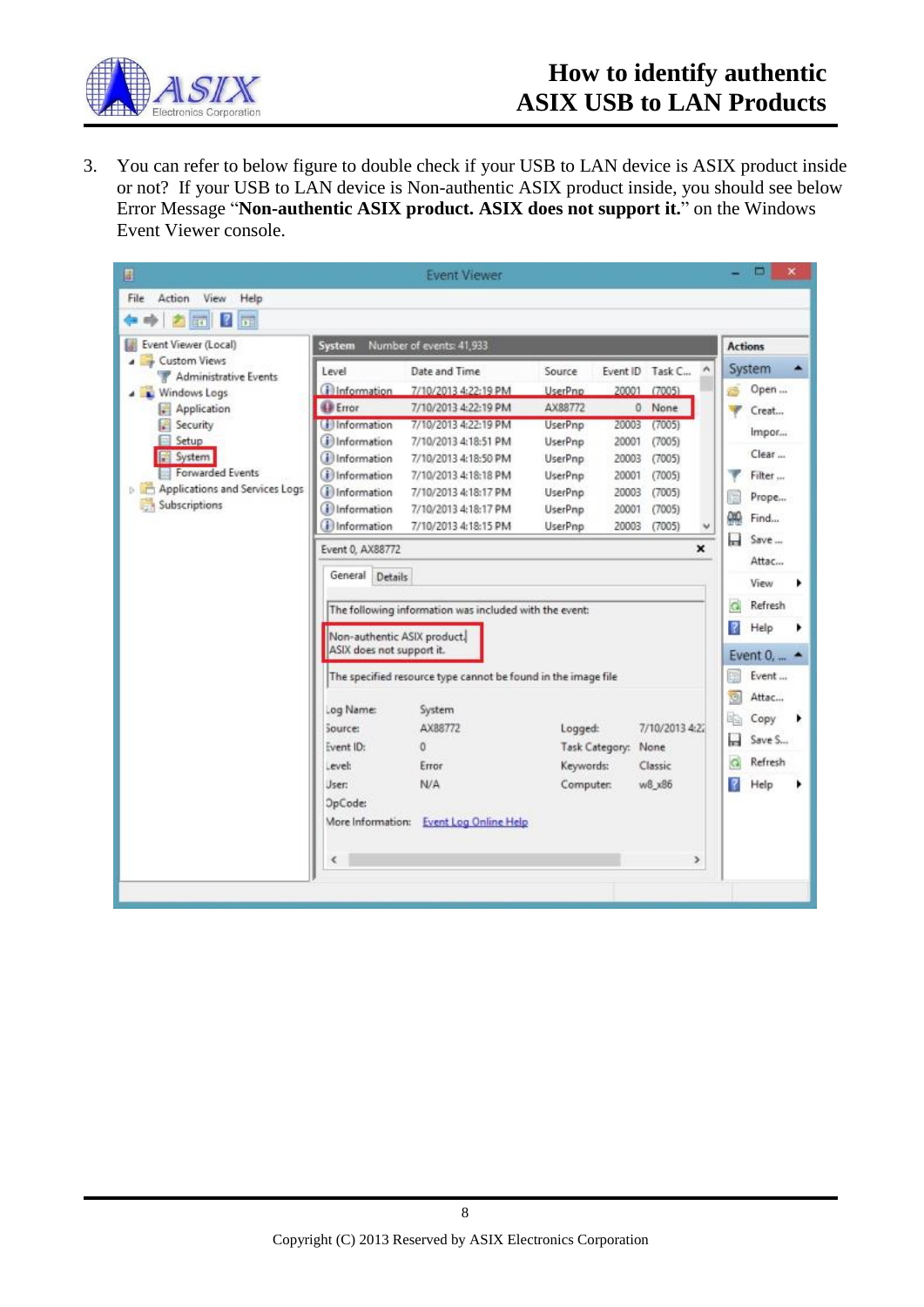3. You can refer to below figure to double check if your USB to LAN device is ASIX product inside or not? If your USB to LAN device is Non-authentic ASIX product inside, you should see below Error Message "**Non-authentic ASIX product. ASIX does not support it.**" on the Windows Event Viewer console.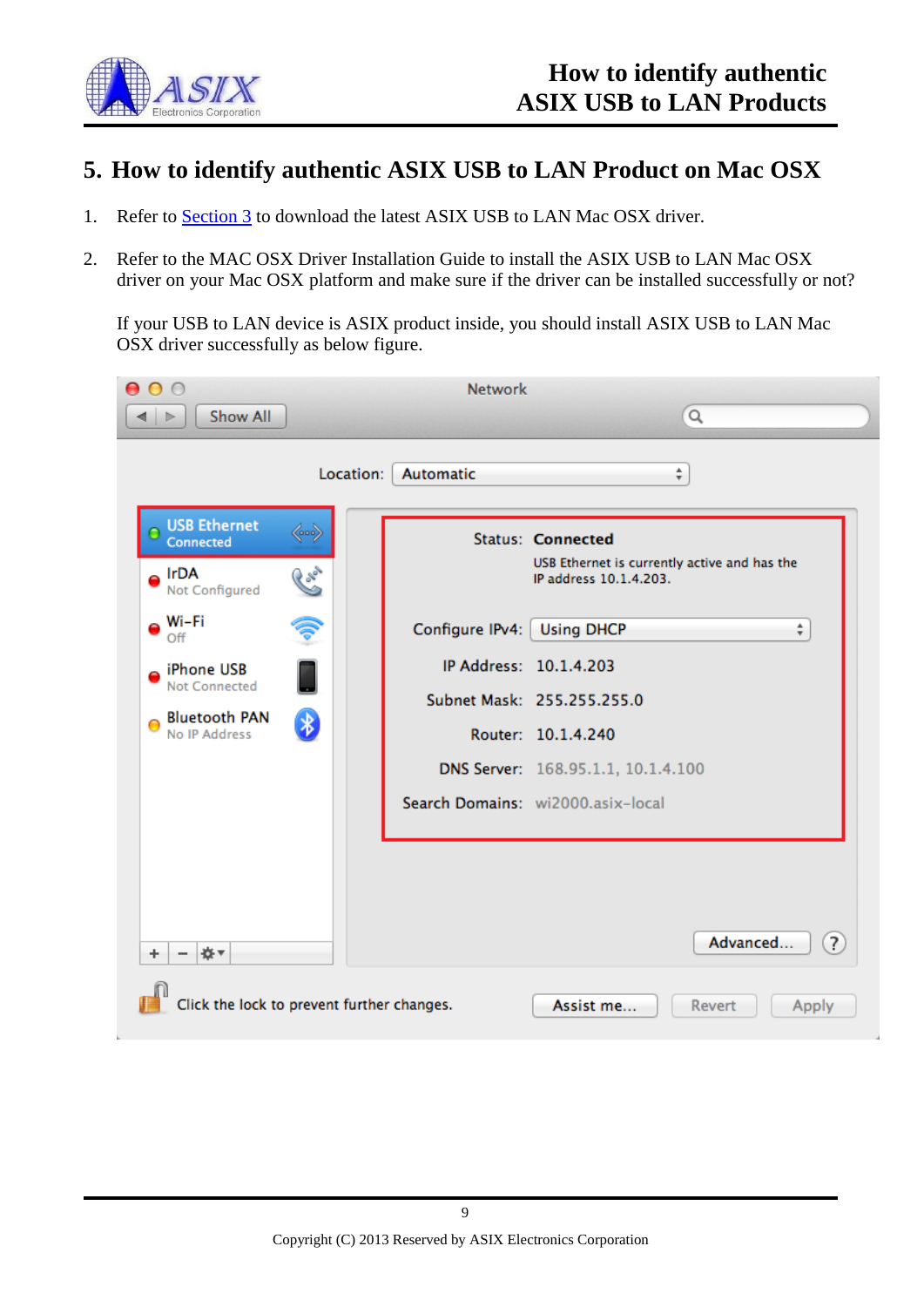## 5. How to identify authentic ASIX USB to LAN Product on Mac OSX

1. Refer to Section 3 to download the latest ASIX USB to LAN Mac OSX driver.

2. Refer to the MAC OSX Driver Installation Guide to install the ASIX USB to LAN Mac OSX driver on your Mac OSX platform and make sure if the driver can be installed successfully or not?

   If your USB to LAN device is ASIX product inside, you should install ASIX USB to LAN Mac OSX driver successfully as below figure.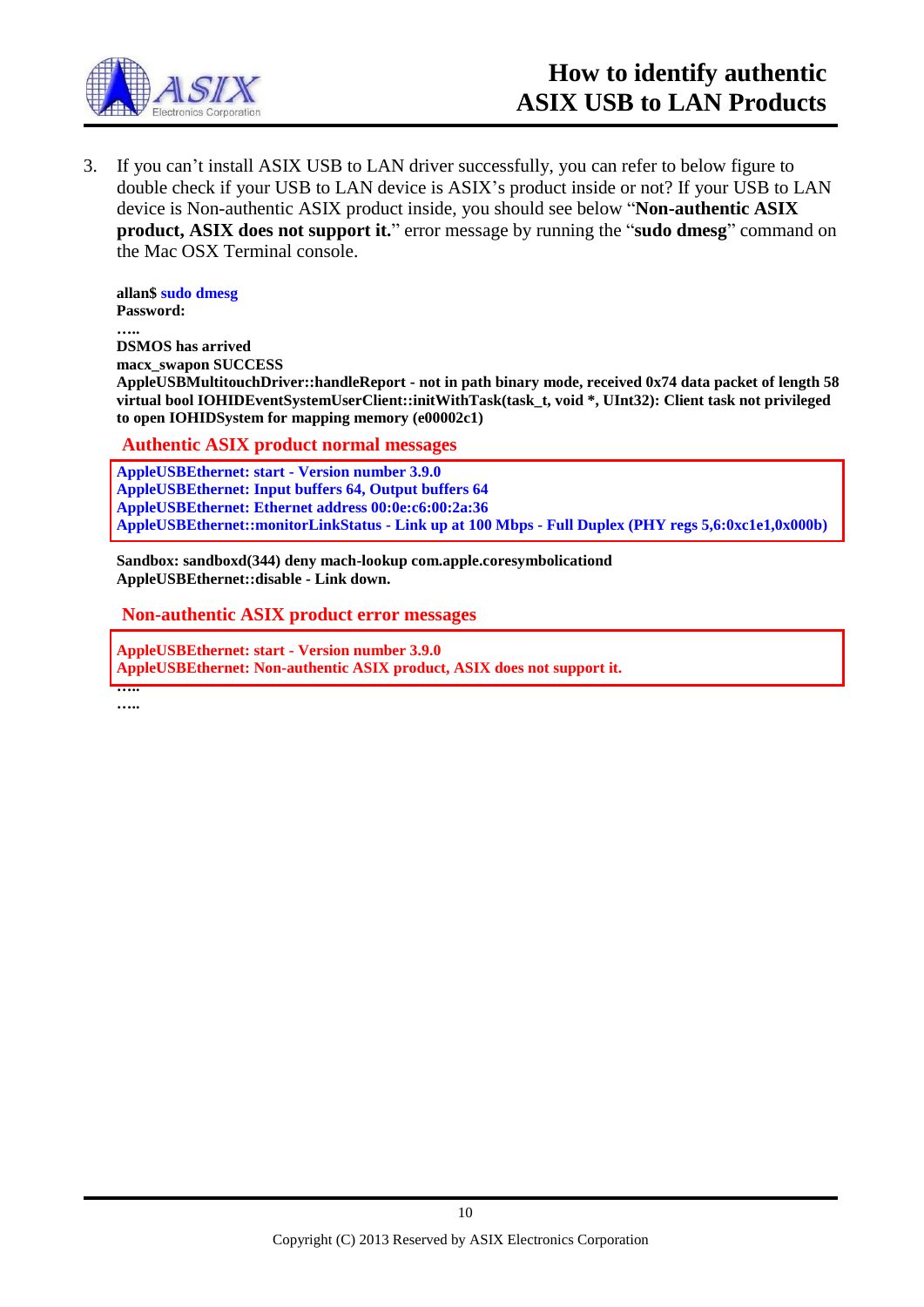3. If you can't install ASIX USB to LAN driver successfully, you can refer to below figure to double check if your USB to LAN device is ASIX's product inside or not? If your USB to LAN device is Non-authentic ASIX product inside, you should see below "**Non-authentic ASIX product, ASIX does not support it.**" error message by running the "**sudo dmesg**" command on the Mac OSX Terminal console.

```
allan$ sudo dmesg
Password:
…..
DSMOS has arrived
macx_swapon SUCCESS
AppleUSBMultitouchDriver::handleReport - not in path binary mode, received 0x74 data packet of length 58
virtual bool IOHIDEventSystemUserClient::initWithTask(task_t, void *, UInt32): Client task not privileged to open IOHIDSystem for mapping memory (e00002c1)
```

**Authentic ASIX product normal messages**

```
AppleUSBEthernet: start - Version number 3.9.0
AppleUSBEthernet: Input buffers 64, Output buffers 64
AppleUSBEthernet: Ethernet address 00:0e:c6:00:2a:36
AppleUSBEthernet::monitorLinkStatus - Link up at 100 Mbps - Full Duplex (PHY regs 5,6:0xc1e1,0x000b)
```

```
Sandbox: sandboxd(344) deny mach-lookup com.apple.coresymbolicationd
AppleUSBEthernet::disable - Link down.
```

**Non-authentic ASIX product error messages**

```
AppleUSBEthernet: start - Version number 3.9.0
AppleUSBEthernet: Non-authentic ASIX product, ASIX does not support it.
…..
…..
```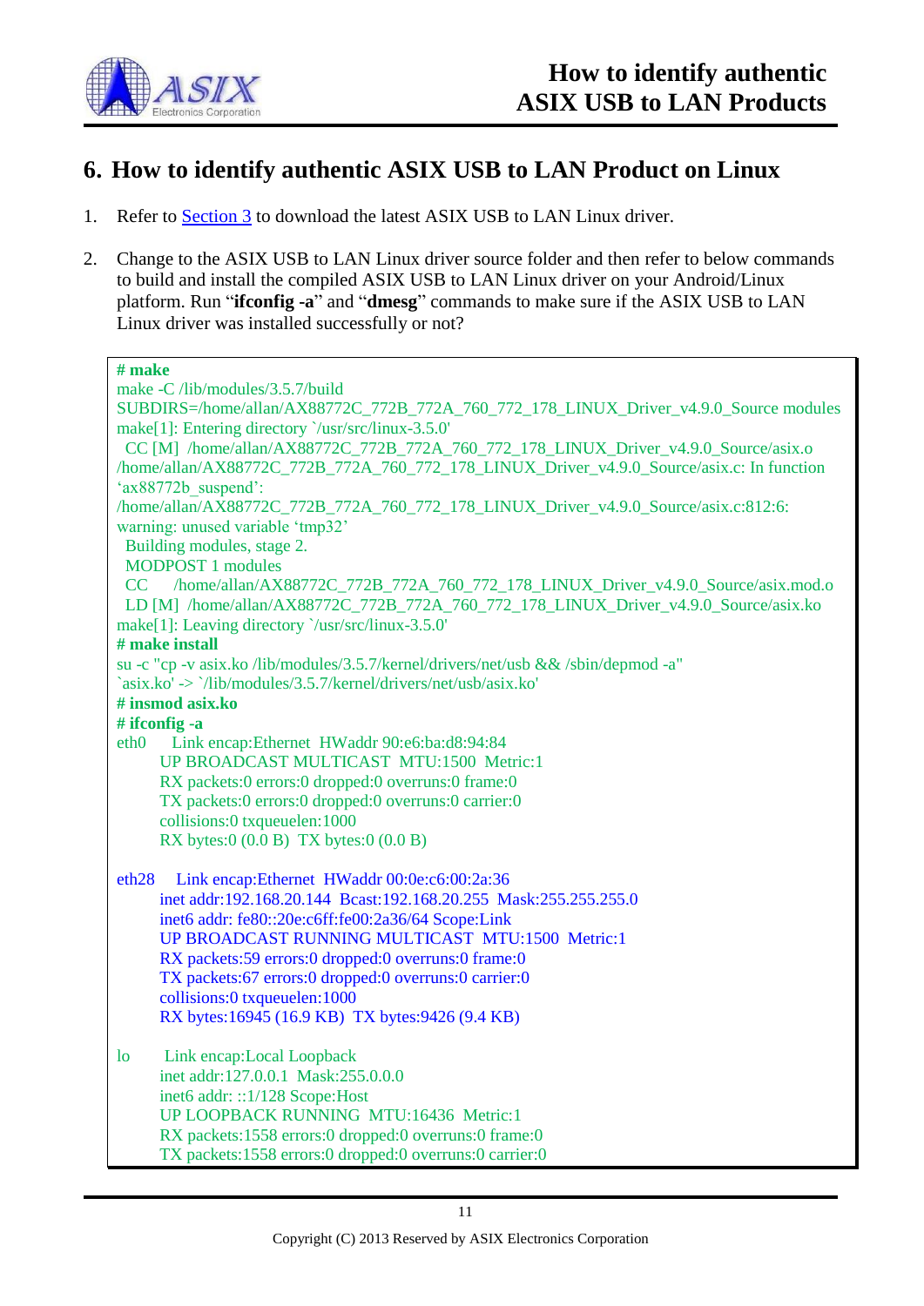## 6. How to identify authentic ASIX USB to LAN Product on Linux

1. Refer to Section 3 to download the latest ASIX USB to LAN Linux driver.

2. Change to the ASIX USB to LAN Linux driver source folder and then refer to below commands to build and install the compiled ASIX USB to LAN Linux driver on your Android/Linux platform. Run "**ifconfig -a**" and "**dmesg**" commands to make sure if the ASIX USB to LAN Linux driver was installed successfully or not?

```
# make
make -C /lib/modules/3.5.7/build
SUBDIRS=/home/allan/AX88772C_772B_772A_760_772_178_LINUX_Driver_v4.9.0_Source modules
make[1]: Entering directory `/usr/src/linux-3.5.0'
  CC [M]  /home/allan/AX88772C_772B_772A_760_772_178_LINUX_Driver_v4.9.0_Source/asix.o
/home/allan/AX88772C_772B_772A_760_772_178_LINUX_Driver_v4.9.0_Source/asix.c: In function
'ax88772b_suspend':
/home/allan/AX88772C_772B_772A_760_772_178_LINUX_Driver_v4.9.0_Source/asix.c:812:6:
warning: unused variable 'tmp32'
  Building modules, stage 2.
  MODPOST 1 modules
  CC      /home/allan/AX88772C_772B_772A_760_772_178_LINUX_Driver_v4.9.0_Source/asix.mod.o
  LD [M]  /home/allan/AX88772C_772B_772A_760_772_178_LINUX_Driver_v4.9.0_Source/asix.ko
make[1]: Leaving directory `/usr/src/linux-3.5.0'
# make install
su -c "cp -v asix.ko /lib/modules/3.5.7/kernel/drivers/net/usb && /sbin/depmod -a"
`asix.ko' -> `/lib/modules/3.5.7/kernel/drivers/net/usb/asix.ko'
# insmod asix.ko
# ifconfig -a
eth0     Link encap:Ethernet  HWaddr 90:e6:ba:d8:94:84
         UP BROADCAST MULTICAST  MTU:1500  Metric:1
         RX packets:0 errors:0 dropped:0 overruns:0 frame:0
         TX packets:0 errors:0 dropped:0 overruns:0 carrier:0
         collisions:0 txqueuelen:1000
         RX bytes:0 (0.0 B)  TX bytes:0 (0.0 B)

eth28    Link encap:Ethernet  HWaddr 00:0e:c6:00:2a:36
         inet addr:192.168.20.144  Bcast:192.168.20.255  Mask:255.255.255.0
         inet6 addr: fe80::20e:c6ff:fe00:2a36/64 Scope:Link
         UP BROADCAST RUNNING MULTICAST  MTU:1500  Metric:1
         RX packets:59 errors:0 dropped:0 overruns:0 frame:0
         TX packets:67 errors:0 dropped:0 overruns:0 carrier:0
         collisions:0 txqueuelen:1000
         RX bytes:16945 (16.9 KB)  TX bytes:9426 (9.4 KB)

lo       Link encap:Local Loopback
         inet addr:127.0.0.1  Mask:255.0.0.0
         inet6 addr: ::1/128 Scope:Host
         UP LOOPBACK RUNNING  MTU:16436  Metric:1
         RX packets:1558 errors:0 dropped:0 overruns:0 frame:0
         TX packets:1558 errors:0 dropped:0 overruns:0 carrier:0
```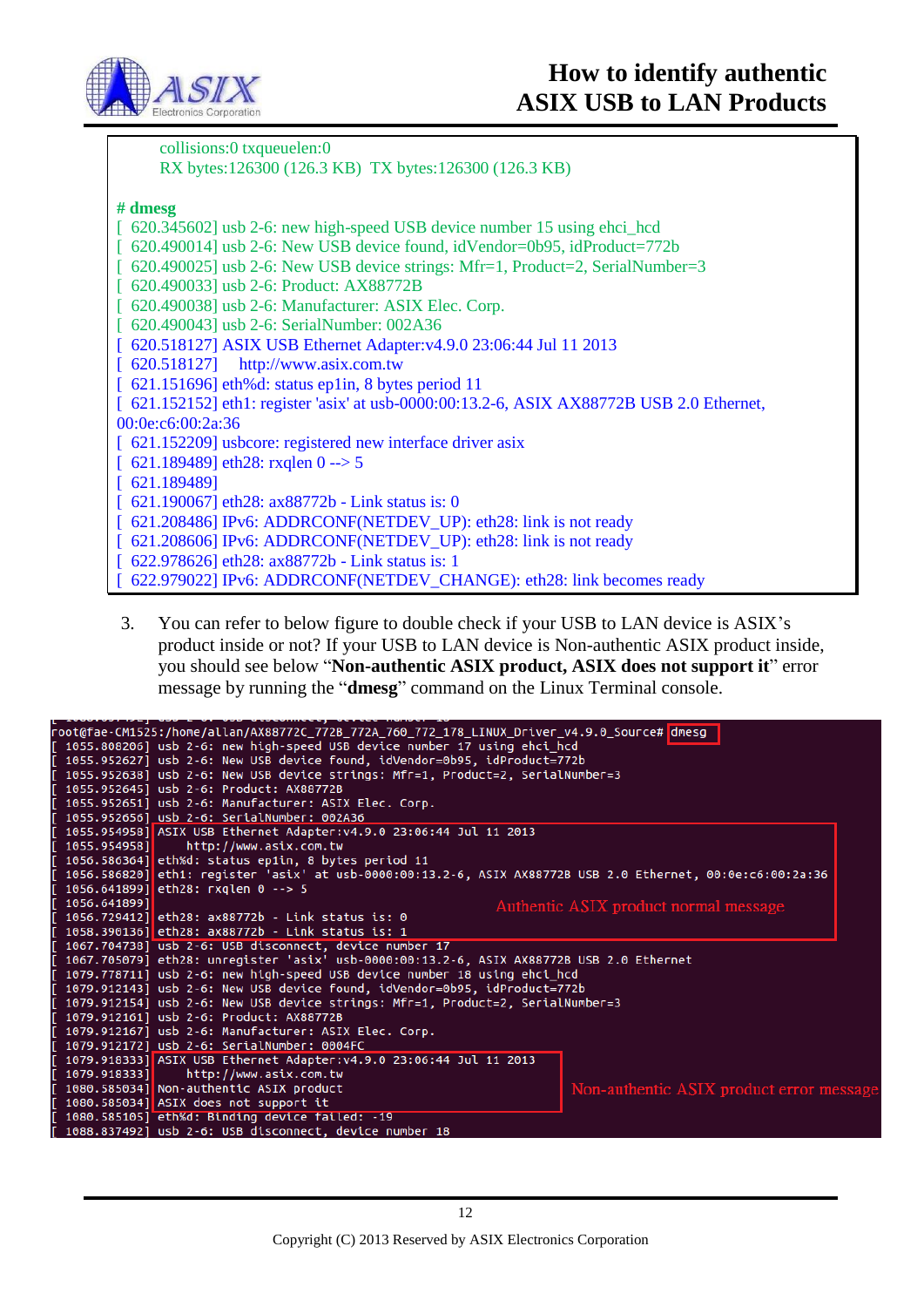```
        collisions:0 txqueuelen:0
        RX bytes:126300 (126.3 KB)  TX bytes:126300 (126.3 KB)

# dmesg
[  620.345602] usb 2-6: new high-speed USB device number 15 using ehci_hcd
[  620.490014] usb 2-6: New USB device found, idVendor=0b95, idProduct=772b
[  620.490025] usb 2-6: New USB device strings: Mfr=1, Product=2, SerialNumber=3
[  620.490033] usb 2-6: Product: AX88772B
[  620.490038] usb 2-6: Manufacturer: ASIX Elec. Corp.
[  620.490043] usb 2-6: SerialNumber: 002A36
[  620.518127] ASIX USB Ethernet Adapter:v4.9.0 23:06:44 Jul 11 2013
[  620.518127]     http://www.asix.com.tw
[  621.151696] eth%d: status ep1in, 8 bytes period 11
[  621.152152] eth1: register 'asix' at usb-0000:00:13.2-6, ASIX AX88772B USB 2.0 Ethernet,
00:0e:c6:00:2a:36
[  621.152209] usbcore: registered new interface driver asix
[  621.189489] eth28: rxqlen 0 --> 5
[  621.189489]
[  621.190067] eth28: ax88772b - Link status is: 0
[  621.208486] IPv6: ADDRCONF(NETDEV_UP): eth28: link is not ready
[  621.208606] IPv6: ADDRCONF(NETDEV_UP): eth28: link is not ready
[  622.978626] eth28: ax88772b - Link status is: 1
[  622.979022] IPv6: ADDRCONF(NETDEV_CHANGE): eth28: link becomes ready
```

3. You can refer to below figure to double check if your USB to LAN device is ASIX's product inside or not? If your USB to LAN device is Non-authentic ASIX product inside, you should see below "**Non-authentic ASIX product, ASIX does not support it**" error message by running the "**dmesg**" command on the Linux Terminal console.

```
root@fae-CM1525:/home/allan/AX88772C_772B_772A_760_772_178_LINUX_Driver_v4.9.0_Source# dmesg
[ 1055.808206] usb 2-6: new high-speed USB device number 17 using ehci_hcd
[ 1055.952627] usb 2-6: New USB device found, idVendor=0b95, idProduct=772b
[ 1055.952638] usb 2-6: New USB device strings: Mfr=1, Product=2, SerialNumber=3
[ 1055.952645] usb 2-6: Product: AX88772B
[ 1055.952651] usb 2-6: Manufacturer: ASIX Elec. Corp.
[ 1055.952656] usb 2-6: SerialNumber: 002A36
[ 1055.954958] ASIX USB Ethernet Adapter:v4.9.0 23:06:44 Jul 11 2013
[ 1055.954958]     http://www.asix.com.tw
[ 1056.586364] eth%d: status ep1in, 8 bytes period 11
[ 1056.586820] eth1: register 'asix' at usb-0000:00:13.2-6, ASIX AX88772B USB 2.0 Ethernet, 00:0e:c6:00:2a:36
[ 1056.641899] eth28: rxqlen 0 --> 5
[ 1056.641899]                                       Authentic ASIX product normal message
[ 1056.729412] eth28: ax88772b - Link status is: 0
[ 1058.390136] eth28: ax88772b - Link status is: 1
[ 1067.704738] usb 2-6: USB disconnect, device number 17
[ 1067.705079] eth28: unregister 'asix' usb-0000:00:13.2-6, ASIX AX88772B USB 2.0 Ethernet
[ 1079.778711] usb 2-6: new high-speed USB device number 18 using ehci_hcd
[ 1079.912143] usb 2-6: New USB device found, idVendor=0b95, idProduct=772b
[ 1079.912154] usb 2-6: New USB device strings: Mfr=1, Product=2, SerialNumber=3
[ 1079.912161] usb 2-6: Product: AX88772B
[ 1079.912167] usb 2-6: Manufacturer: ASIX Elec. Corp.
[ 1079.912172] usb 2-6: SerialNumber: 0004FC
[ 1079.918333] ASIX USB Ethernet Adapter:v4.9.0 23:06:44 Jul 11 2013
[ 1079.918333]     http://www.asix.com.tw
[ 1080.585034] Non-authentic ASIX product              Non-authentic ASIX product error message
[ 1080.585034] ASIX does not support it
[ 1080.585105] eth%d: Binding device failed: -19
[ 1088.837492] usb 2-6: USB disconnect, device number 18
```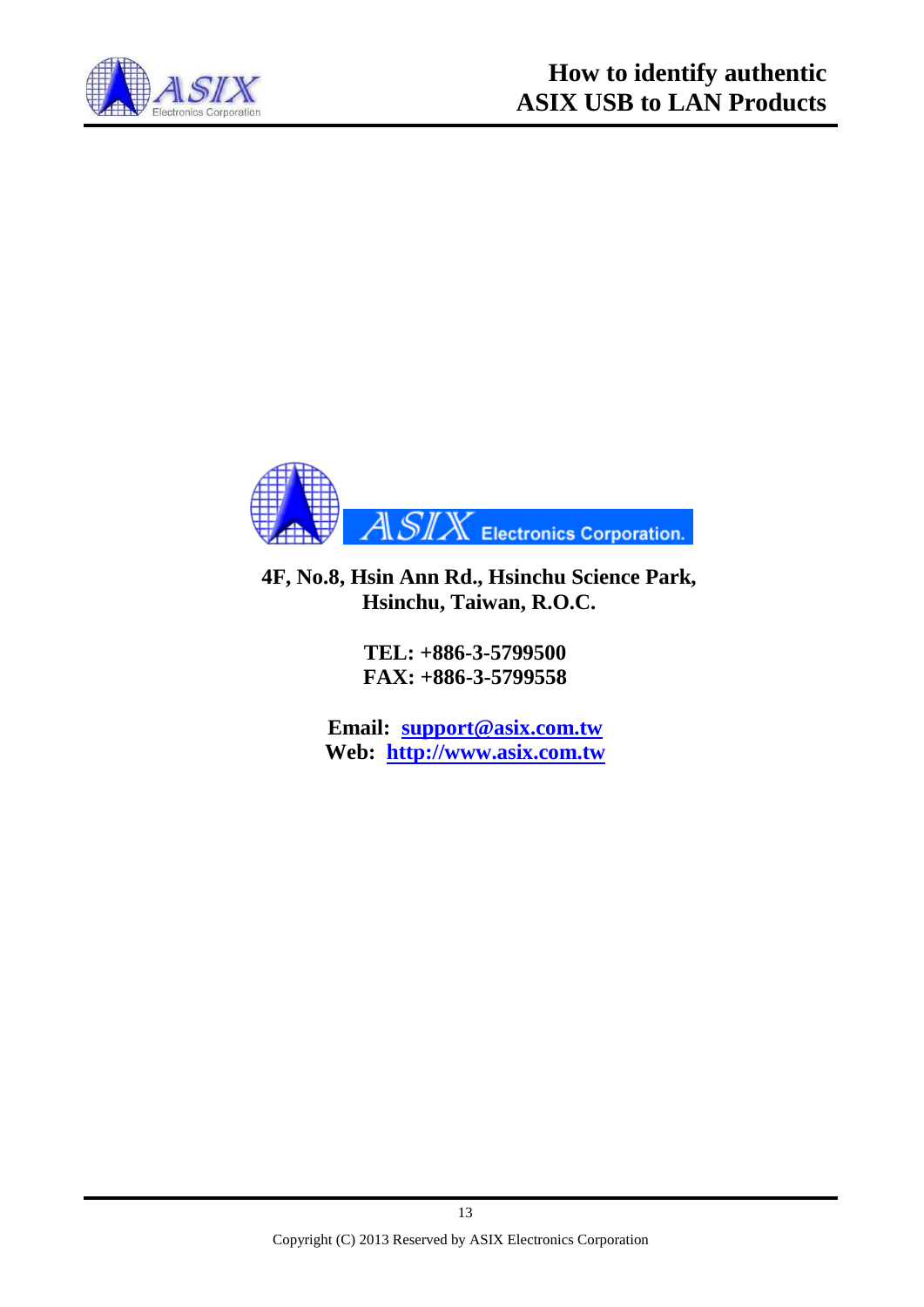ASIX Electronics Corporation.

**4F, No.8, Hsin Ann Rd., Hsinchu Science Park,**
**Hsinchu, Taiwan, R.O.C.**

**TEL: +886-3-5799500**
**FAX: +886-3-5799558**

**Email: support@asix.com.tw**
**Web: http://www.asix.com.tw**

Copyright (C) 2013 Reserved by ASIX Electronics Corporation